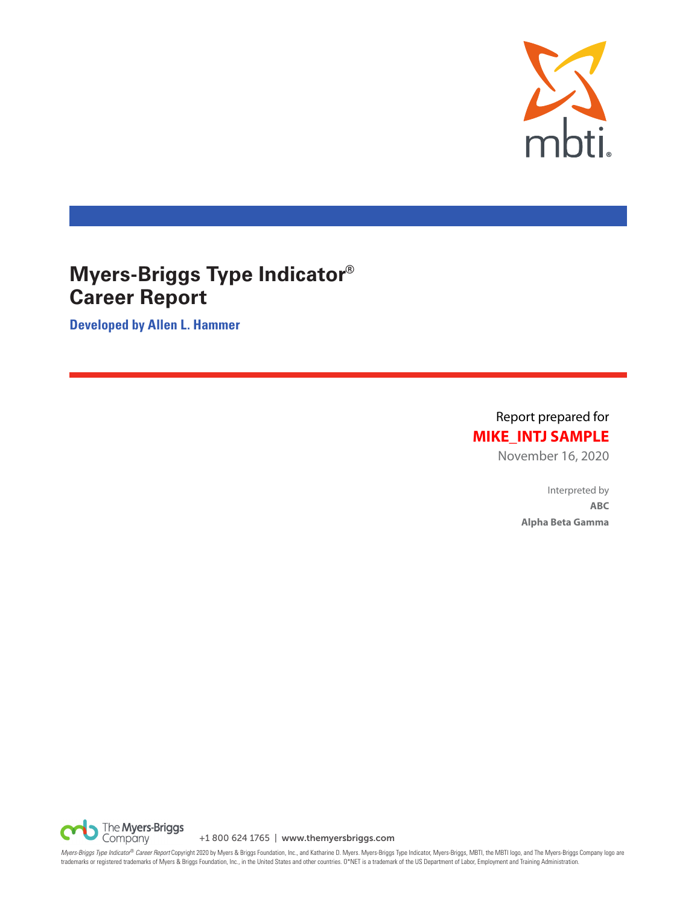# Myers-Briggs Type Indicator® Career Report

**Developed by Allen L. Hammer**

Report prepared for

**MIKE_INTJ SAMPLE**

November 16, 2020

Interpreted by

**ABC**

**Alpha Beta Gamma**

The Myers-Briggs Company +1 800 624 1765 | www.themyersbriggs.com

*Myers-Briggs Type Indicator® Career Report* Copyright 2020 by Myers & Briggs Foundation, Inc., and Katharine D. Myers. Myers-Briggs Type Indicator, Myers-Briggs, MBTI, the MBTI logo, and The Myers-Briggs Company logo are trademarks or registered trademarks of Myers & Briggs Foundation, Inc., in the United States and other countries. O*NET is a trademark of the US Department of Labor, Employment and Training Administration.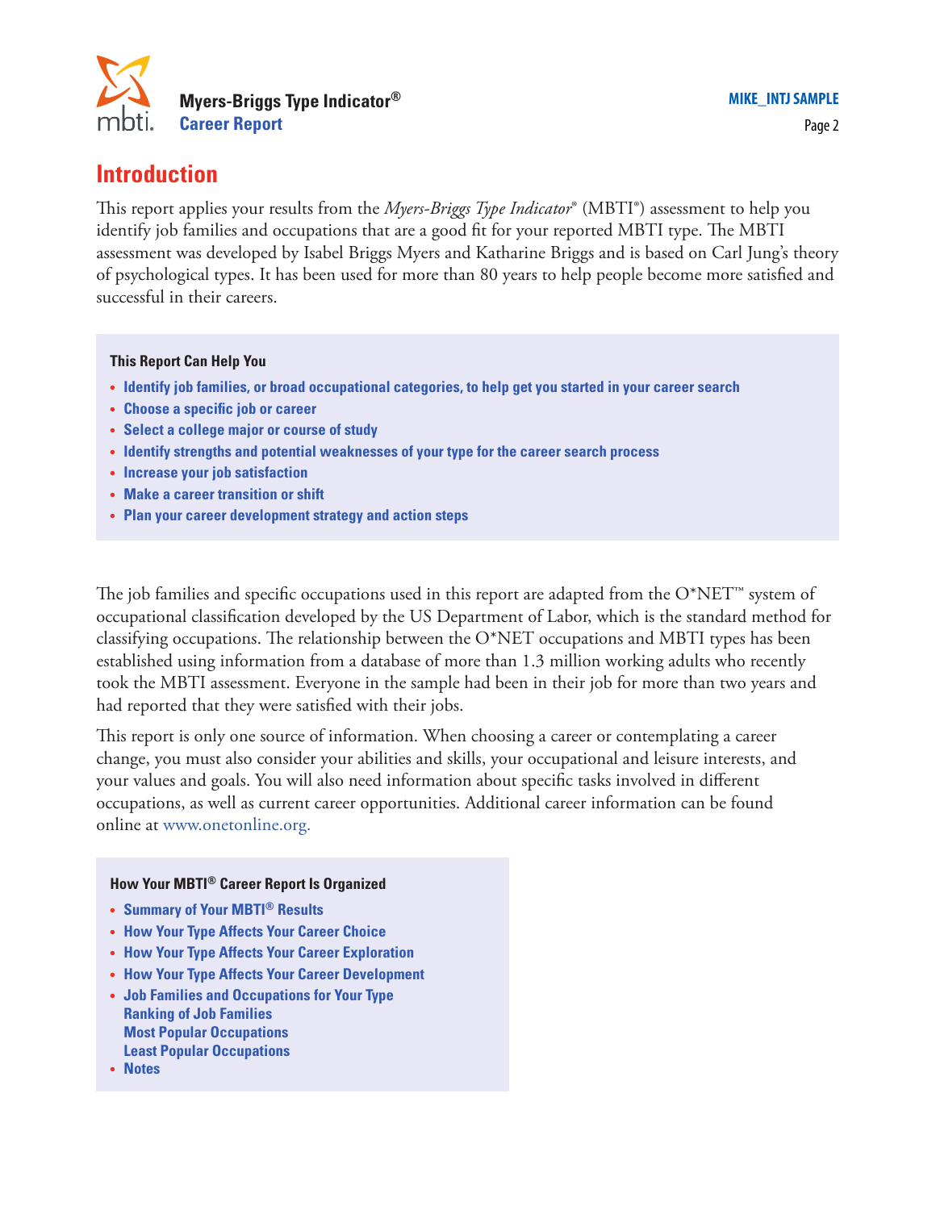## Introduction

This report applies your results from the *Myers-Briggs Type Indicator*® (MBTI®) assessment to help you identify job families and occupations that are a good fit for your reported MBTI type. The MBTI assessment was developed by Isabel Briggs Myers and Katharine Briggs and is based on Carl Jung's theory of psychological types. It has been used for more than 80 years to help people become more satisfied and successful in their careers.

**This Report Can Help You**

- **Identify job families, or broad occupational categories, to help get you started in your career search**
- **Choose a specific job or career**
- **Select a college major or course of study**
- **Identify strengths and potential weaknesses of your type for the career search process**
- **Increase your job satisfaction**
- **Make a career transition or shift**
- **Plan your career development strategy and action steps**

The job families and specific occupations used in this report are adapted from the O*NET™ system of occupational classification developed by the US Department of Labor, which is the standard method for classifying occupations. The relationship between the O*NET occupations and MBTI types has been established using information from a database of more than 1.3 million working adults who recently took the MBTI assessment. Everyone in the sample had been in their job for more than two years and had reported that they were satisfied with their jobs.

This report is only one source of information. When choosing a career or contemplating a career change, you must also consider your abilities and skills, your occupational and leisure interests, and your values and goals. You will also need information about specific tasks involved in different occupations, as well as current career opportunities. Additional career information can be found online at www.onetonline.org.

**How Your MBTI® Career Report Is Organized**

- **Summary of Your MBTI® Results**
- **How Your Type Affects Your Career Choice**
- **How Your Type Affects Your Career Exploration**
- **How Your Type Affects Your Career Development**
- **Job Families and Occupations for Your Type**
  **Ranking of Job Families**
  **Most Popular Occupations**
  **Least Popular Occupations**
- **Notes**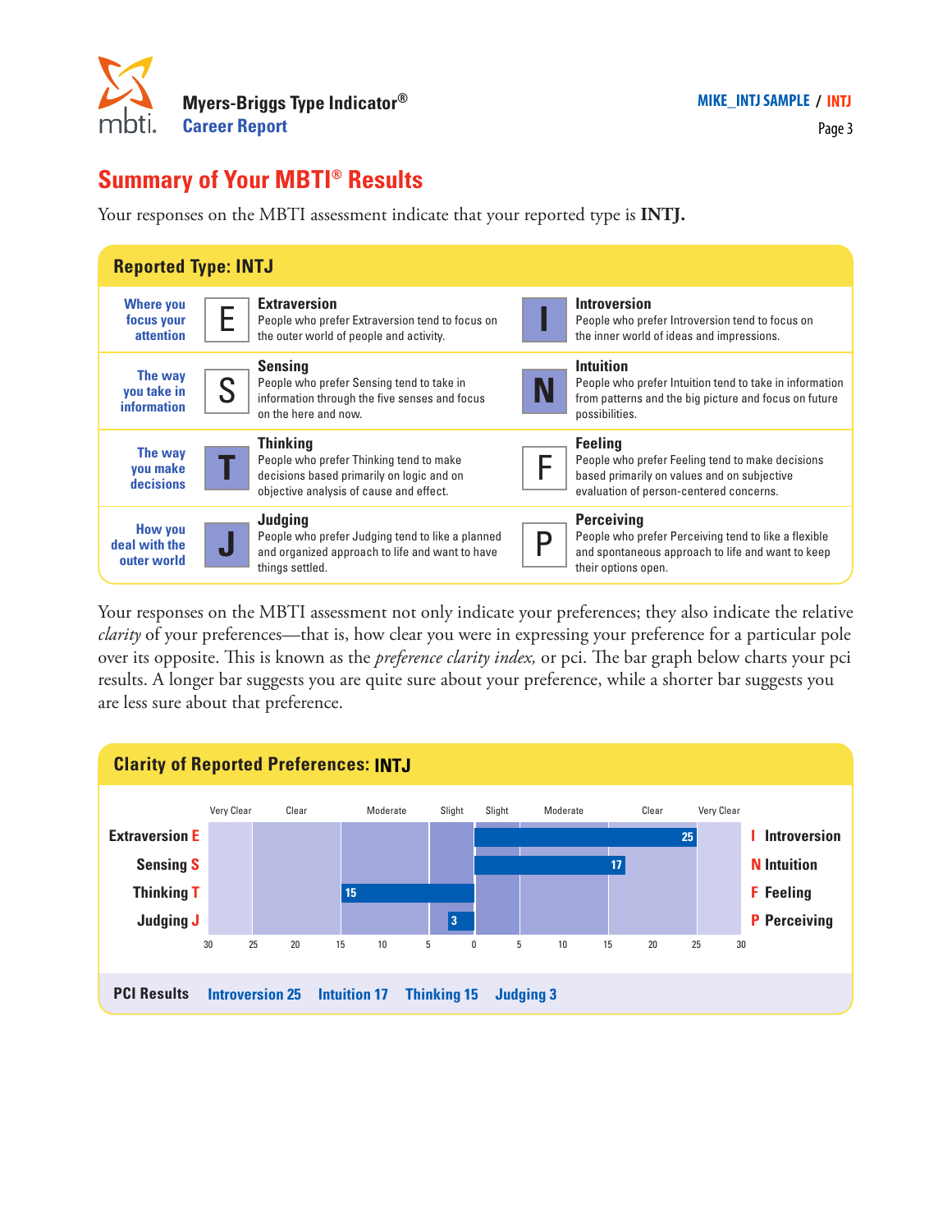## Summary of Your MBTI® Results

Your responses on the MBTI assessment indicate that your reported type is **INTJ.**

### Reported Type: INTJ

| | | | | |
|---|---|---|---|---|
| **Where you focus your attention** | E | **Extraversion** People who prefer Extraversion tend to focus on the outer world of people and activity. | **I** | **Introversion** People who prefer Introversion tend to focus on the inner world of ideas and impressions. |
| **The way you take in information** | S | **Sensing** People who prefer Sensing tend to take in information through the five senses and focus on the here and now. | **N** | **Intuition** People who prefer Intuition tend to take in information from patterns and the big picture and focus on future possibilities. |
| **The way you make decisions** | **T** | **Thinking** People who prefer Thinking tend to make decisions based primarily on logic and on objective analysis of cause and effect. | F | **Feeling** People who prefer Feeling tend to make decisions based primarily on values and on subjective evaluation of person-centered concerns. |
| **How you deal with the outer world** | **J** | **Judging** People who prefer Judging tend to like a planned and organized approach to life and want to have things settled. | P | **Perceiving** People who prefer Perceiving tend to like a flexible and spontaneous approach to life and want to keep their options open. |

Your responses on the MBTI assessment not only indicate your preferences; they also indicate the relative *clarity* of your preferences—that is, how clear you were in expressing your preference for a particular pole over its opposite. This is known as the *preference clarity index,* or pci. The bar graph below charts your pci results. A longer bar suggests you are quite sure about your preference, while a shorter bar suggests you are less sure about that preference.

### Clarity of Reported Preferences: INTJ

| Preference | Very Clear | Clear | Moderate | Slight | Slight | Moderate | Clear | Very Clear | Preference |
|---|---|---|---|---|---|---|---|---|---|
| Extraversion E | | | | | | | 25 | | I Introversion |
| Sensing S | | | | | | 17 | | | N Intuition |
| Thinking T | | | 15 | | | | | | F Feeling |
| Judging J | | | | 3 | | | | | P Perceiving |

Scale: 30 25 20 15 10 5 0 5 10 15 20 25 30

**PCI Results** Introversion 25 Intuition 17 Thinking 15 Judging 3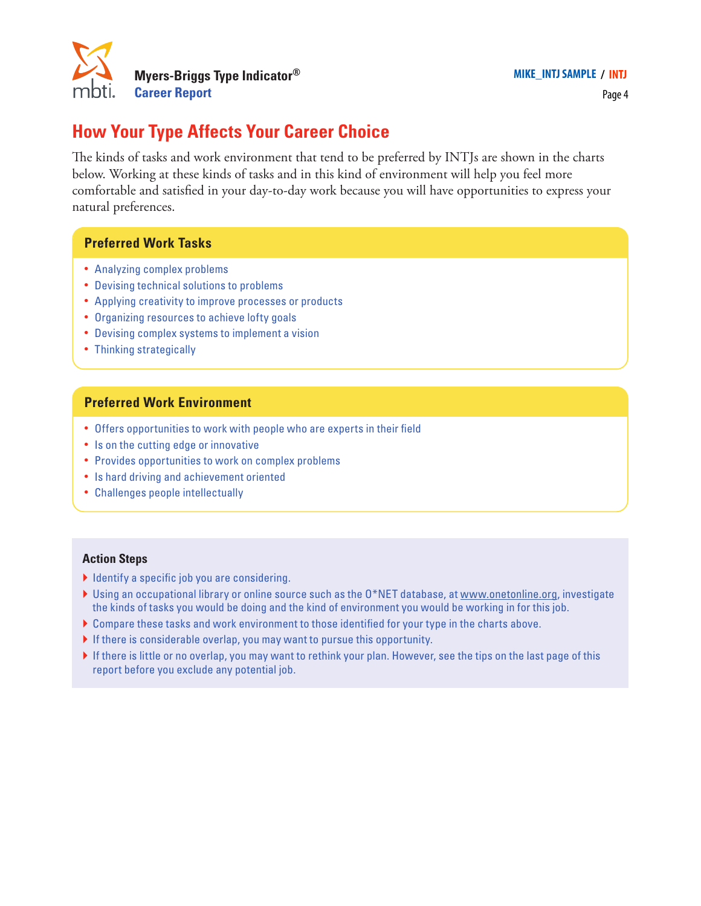# How Your Type Affects Your Career Choice

The kinds of tasks and work environment that tend to be preferred by INTJs are shown in the charts below. Working at these kinds of tasks and in this kind of environment will help you feel more comfortable and satisfied in your day-to-day work because you will have opportunities to express your natural preferences.

## Preferred Work Tasks

- Analyzing complex problems
- Devising technical solutions to problems
- Applying creativity to improve processes or products
- Organizing resources to achieve lofty goals
- Devising complex systems to implement a vision
- Thinking strategically

## Preferred Work Environment

- Offers opportunities to work with people who are experts in their field
- Is on the cutting edge or innovative
- Provides opportunities to work on complex problems
- Is hard driving and achievement oriented
- Challenges people intellectually

### Action Steps

- Identify a specific job you are considering.
- Using an occupational library or online source such as the O*NET database, at www.onetonline.org, investigate the kinds of tasks you would be doing and the kind of environment you would be working in for this job.
- Compare these tasks and work environment to those identified for your type in the charts above.
- If there is considerable overlap, you may want to pursue this opportunity.
- If there is little or no overlap, you may want to rethink your plan. However, see the tips on the last page of this report before you exclude any potential job.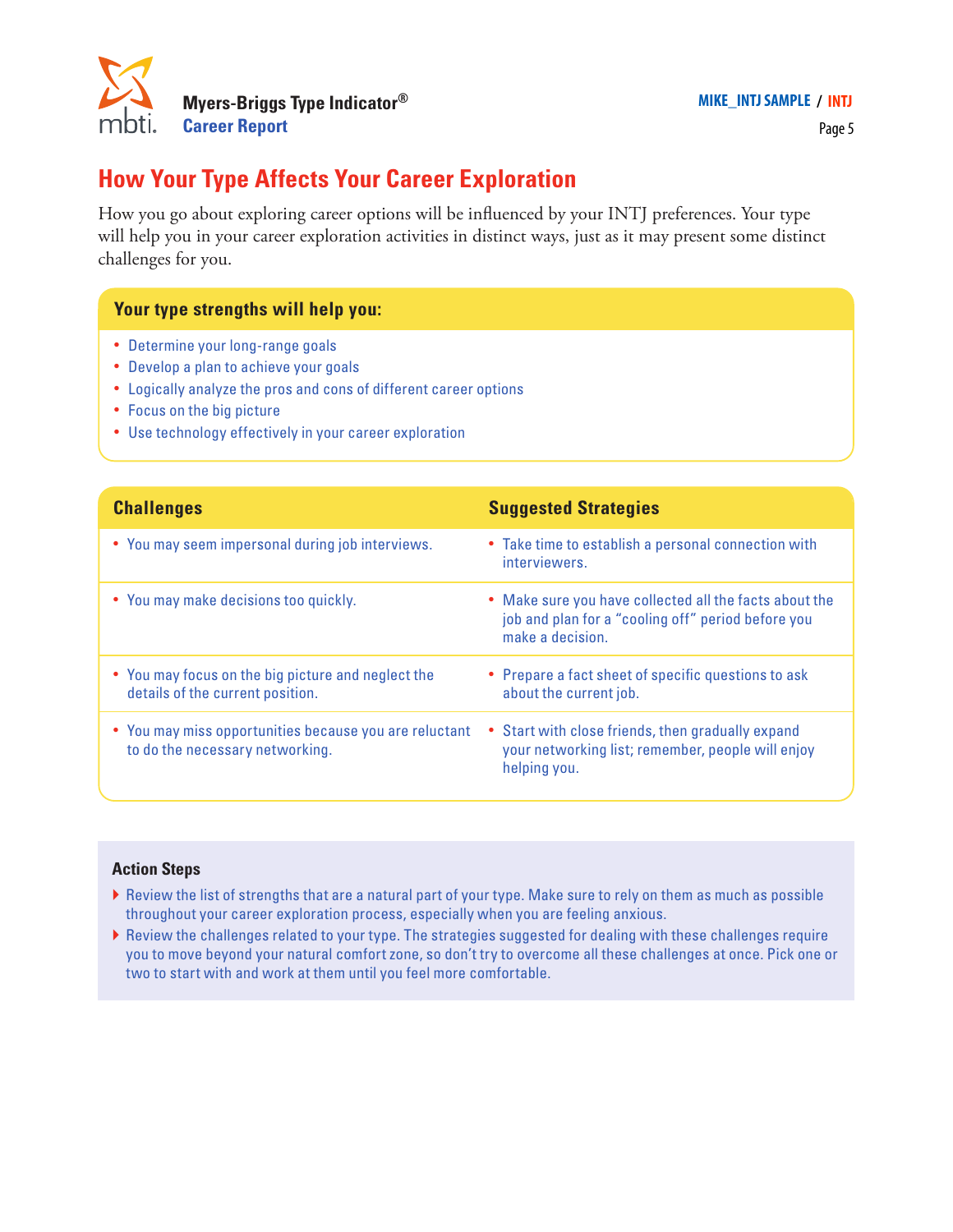# How Your Type Affects Your Career Exploration

How you go about exploring career options will be influenced by your INTJ preferences. Your type will help you in your career exploration activities in distinct ways, just as it may present some distinct challenges for you.

### Your type strengths will help you:

- Determine your long-range goals
- Develop a plan to achieve your goals
- Logically analyze the pros and cons of different career options
- Focus on the big picture
- Use technology effectively in your career exploration

| Challenges | Suggested Strategies |
| --- | --- |
| You may seem impersonal during job interviews. | Take time to establish a personal connection with interviewers. |
| You may make decisions too quickly. | Make sure you have collected all the facts about the job and plan for a "cooling off" period before you make a decision. |
| You may focus on the big picture and neglect the details of the current position. | Prepare a fact sheet of specific questions to ask about the current job. |
| You may miss opportunities because you are reluctant to do the necessary networking. | Start with close friends, then gradually expand your networking list; remember, people will enjoy helping you. |

### Action Steps

- Review the list of strengths that are a natural part of your type. Make sure to rely on them as much as possible throughout your career exploration process, especially when you are feeling anxious.
- Review the challenges related to your type. The strategies suggested for dealing with these challenges require you to move beyond your natural comfort zone, so don't try to overcome all these challenges at once. Pick one or two to start with and work at them until you feel more comfortable.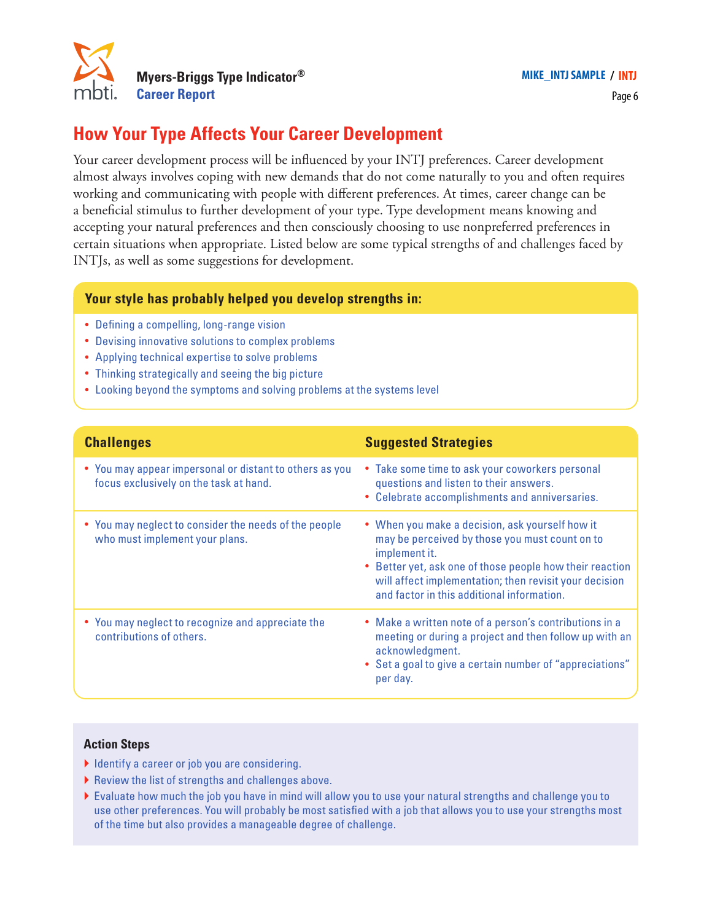## How Your Type Affects Your Career Development

Your career development process will be influenced by your INTJ preferences. Career development almost always involves coping with new demands that do not come naturally to you and often requires working and communicating with people with different preferences. At times, career change can be a beneficial stimulus to further development of your type. Type development means knowing and accepting your natural preferences and then consciously choosing to use nonpreferred preferences in certain situations when appropriate. Listed below are some typical strengths of and challenges faced by INTJs, as well as some suggestions for development.

### Your style has probably helped you develop strengths in:

- Defining a compelling, long-range vision
- Devising innovative solutions to complex problems
- Applying technical expertise to solve problems
- Thinking strategically and seeing the big picture
- Looking beyond the symptoms and solving problems at the systems level

| Challenges | Suggested Strategies |
|---|---|
| • You may appear impersonal or distant to others as you focus exclusively on the task at hand. | • Take some time to ask your coworkers personal questions and listen to their answers.<br>• Celebrate accomplishments and anniversaries. |
| • You may neglect to consider the needs of the people who must implement your plans. | • When you make a decision, ask yourself how it may be perceived by those you must count on to implement it.<br>• Better yet, ask one of those people how their reaction will affect implementation; then revisit your decision and factor in this additional information. |
| • You may neglect to recognize and appreciate the contributions of others. | • Make a written note of a person's contributions in a meeting or during a project and then follow up with an acknowledgment.<br>• Set a goal to give a certain number of "appreciations" per day. |

**Action Steps**

- Identify a career or job you are considering.
- Review the list of strengths and challenges above.
- Evaluate how much the job you have in mind will allow you to use your natural strengths and challenge you to use other preferences. You will probably be most satisfied with a job that allows you to use your strengths most of the time but also provides a manageable degree of challenge.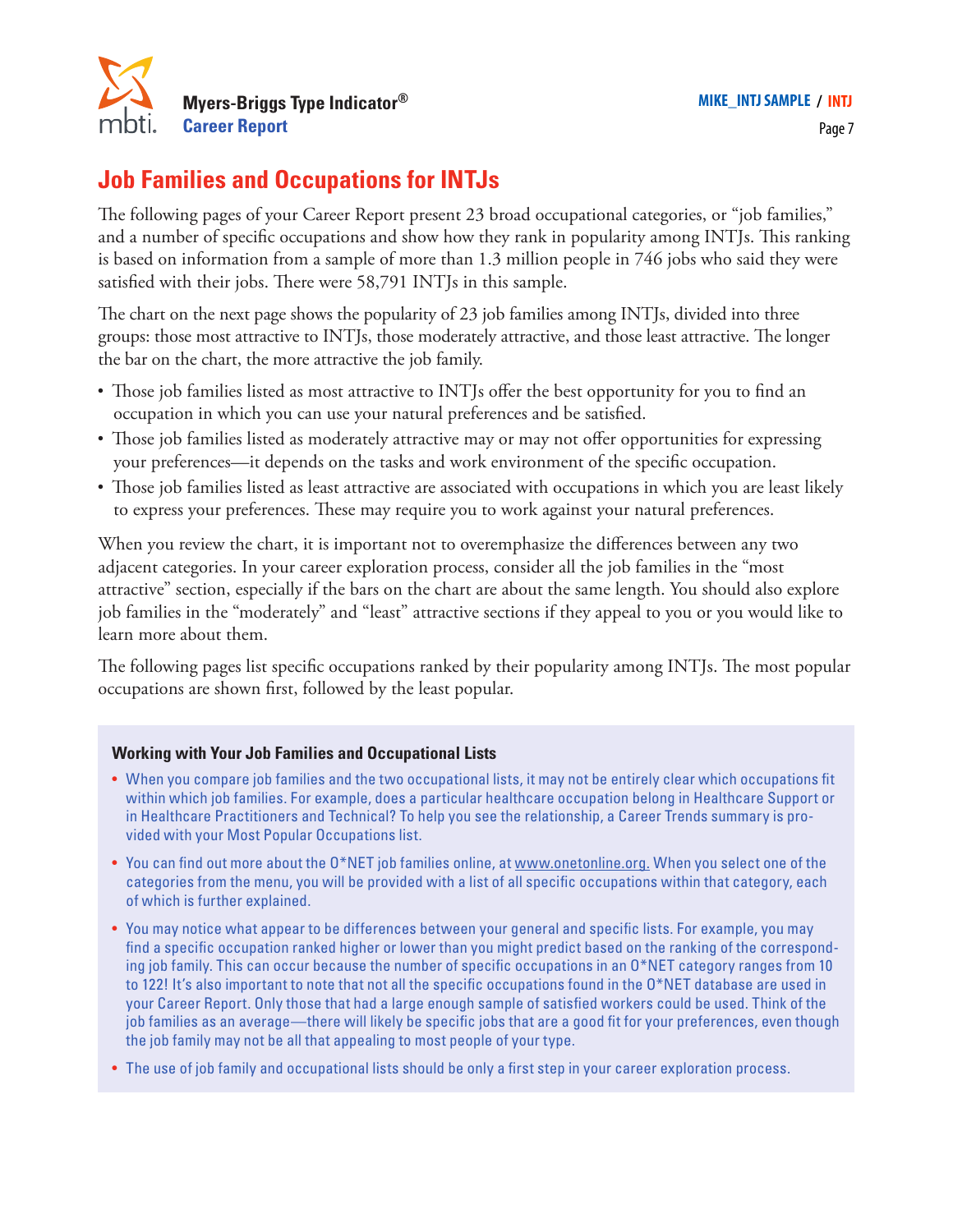# Job Families and Occupations for INTJs

The following pages of your Career Report present 23 broad occupational categories, or "job families," and a number of specific occupations and show how they rank in popularity among INTJs. This ranking is based on information from a sample of more than 1.3 million people in 746 jobs who said they were satisfied with their jobs. There were 58,791 INTJs in this sample.

The chart on the next page shows the popularity of 23 job families among INTJs, divided into three groups: those most attractive to INTJs, those moderately attractive, and those least attractive. The longer the bar on the chart, the more attractive the job family.

- Those job families listed as most attractive to INTJs offer the best opportunity for you to find an occupation in which you can use your natural preferences and be satisfied.
- Those job families listed as moderately attractive may or may not offer opportunities for expressing your preferences—it depends on the tasks and work environment of the specific occupation.
- Those job families listed as least attractive are associated with occupations in which you are least likely to express your preferences. These may require you to work against your natural preferences.

When you review the chart, it is important not to overemphasize the differences between any two adjacent categories. In your career exploration process, consider all the job families in the "most attractive" section, especially if the bars on the chart are about the same length. You should also explore job families in the "moderately" and "least" attractive sections if they appeal to you or you would like to learn more about them.

The following pages list specific occupations ranked by their popularity among INTJs. The most popular occupations are shown first, followed by the least popular.

### Working with Your Job Families and Occupational Lists

- When you compare job families and the two occupational lists, it may not be entirely clear which occupations fit within which job families. For example, does a particular healthcare occupation belong in Healthcare Support or in Healthcare Practitioners and Technical? To help you see the relationship, a Career Trends summary is provided with your Most Popular Occupations list.
- You can find out more about the O*NET job families online, at www.onetonline.org. When you select one of the categories from the menu, you will be provided with a list of all specific occupations within that category, each of which is further explained.
- You may notice what appear to be differences between your general and specific lists. For example, you may find a specific occupation ranked higher or lower than you might predict based on the ranking of the corresponding job family. This can occur because the number of specific occupations in an O*NET category ranges from 10 to 122! It's also important to note that not all the specific occupations found in the O*NET database are used in your Career Report. Only those that had a large enough sample of satisfied workers could be used. Think of the job families as an average—there will likely be specific jobs that are a good fit for your preferences, even though the job family may not be all that appealing to most people of your type.
- The use of job family and occupational lists should be only a first step in your career exploration process.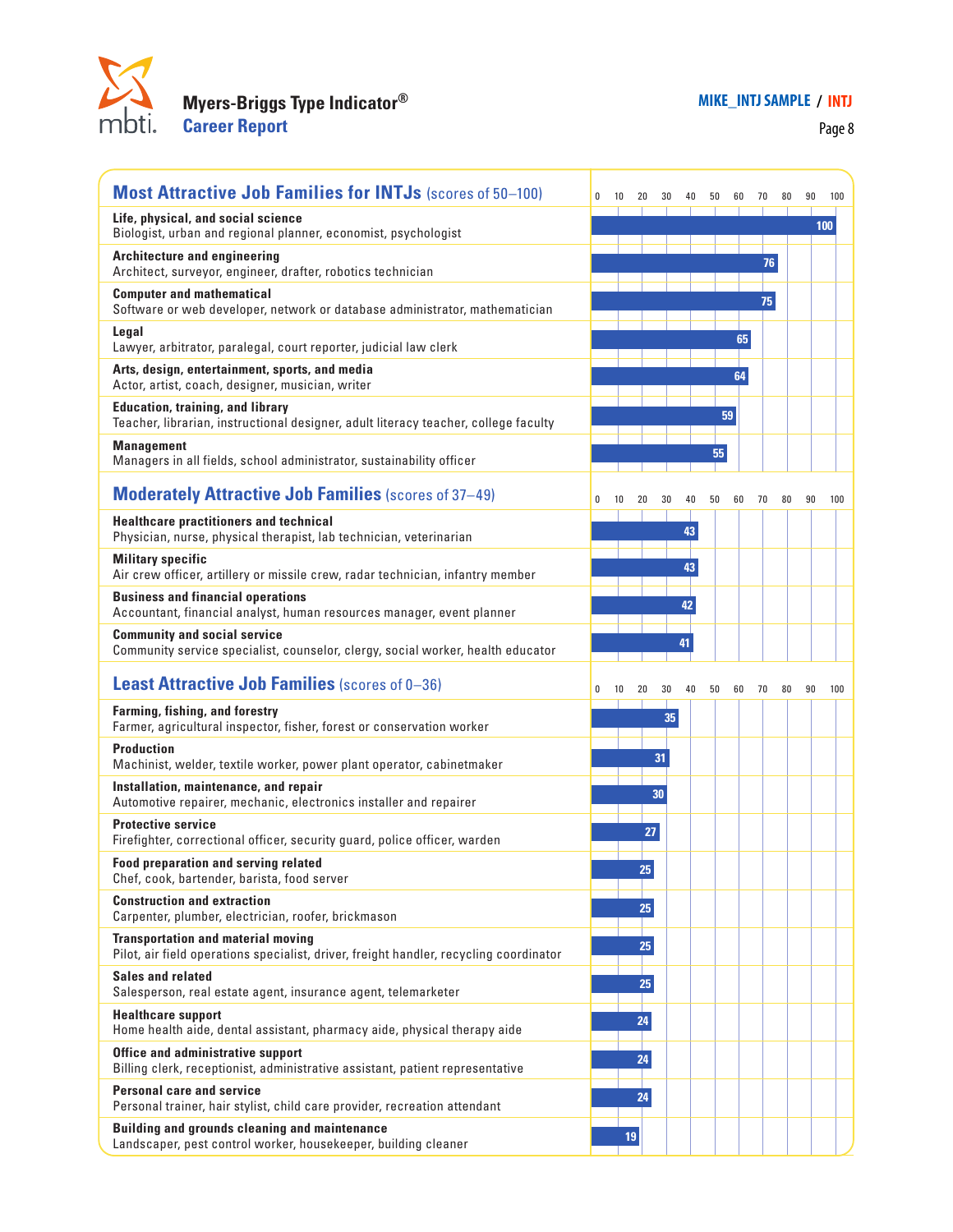## Most Attractive Job Families for INTJs (scores of 50–100)

| Job Family | Score |
|---|---|
| **Life, physical, and social science**<br>Biologist, urban and regional planner, economist, psychologist | 100 |
| **Architecture and engineering**<br>Architect, surveyor, engineer, drafter, robotics technician | 76 |
| **Computer and mathematical**<br>Software or web developer, network or database administrator, mathematician | 75 |
| **Legal**<br>Lawyer, arbitrator, paralegal, court reporter, judicial law clerk | 65 |
| **Arts, design, entertainment, sports, and media**<br>Actor, artist, coach, designer, musician, writer | 64 |
| **Education, training, and library**<br>Teacher, librarian, instructional designer, adult literacy teacher, college faculty | 59 |
| **Management**<br>Managers in all fields, school administrator, sustainability officer | 55 |

## Moderately Attractive Job Families (scores of 37–49)

| Job Family | Score |
|---|---|
| **Healthcare practitioners and technical**<br>Physician, nurse, physical therapist, lab technician, veterinarian | 43 |
| **Military specific**<br>Air crew officer, artillery or missile crew, radar technician, infantry member | 43 |
| **Business and financial operations**<br>Accountant, financial analyst, human resources manager, event planner | 42 |
| **Community and social service**<br>Community service specialist, counselor, clergy, social worker, health educator | 41 |

## Least Attractive Job Families (scores of 0–36)

| Job Family | Score |
|---|---|
| **Farming, fishing, and forestry**<br>Farmer, agricultural inspector, fisher, forest or conservation worker | 35 |
| **Production**<br>Machinist, welder, textile worker, power plant operator, cabinetmaker | 31 |
| **Installation, maintenance, and repair**<br>Automotive repairer, mechanic, electronics installer and repairer | 30 |
| **Protective service**<br>Firefighter, correctional officer, security guard, police officer, warden | 27 |
| **Food preparation and serving related**<br>Chef, cook, bartender, barista, food server | 25 |
| **Construction and extraction**<br>Carpenter, plumber, electrician, roofer, brickmason | 25 |
| **Transportation and material moving**<br>Pilot, air field operations specialist, driver, freight handler, recycling coordinator | 25 |
| **Sales and related**<br>Salesperson, real estate agent, insurance agent, telemarketer | 25 |
| **Healthcare support**<br>Home health aide, dental assistant, pharmacy aide, physical therapy aide | 24 |
| **Office and administrative support**<br>Billing clerk, receptionist, administrative assistant, patient representative | 24 |
| **Personal care and service**<br>Personal trainer, hair stylist, child care provider, recreation attendant | 24 |
| **Building and grounds cleaning and maintenance**<br>Landscaper, pest control worker, housekeeper, building cleaner | 19 |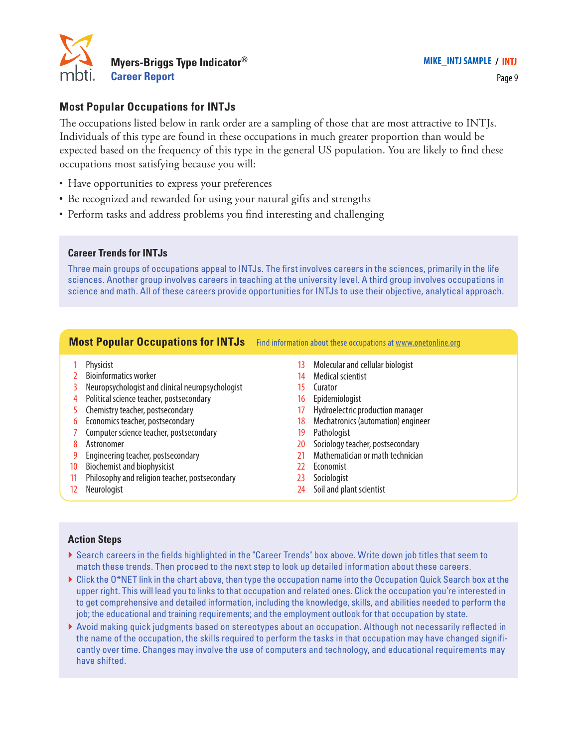## Most Popular Occupations for INTJs

The occupations listed below in rank order are a sampling of those that are most attractive to INTJs. Individuals of this type are found in these occupations in much greater proportion than would be expected based on the frequency of this type in the general US population. You are likely to find these occupations most satisfying because you will:

- Have opportunities to express your preferences
- Be recognized and rewarded for using your natural gifts and strengths
- Perform tasks and address problems you find interesting and challenging

### Career Trends for INTJs

Three main groups of occupations appeal to INTJs. The first involves careers in the sciences, primarily in the life sciences. Another group involves careers in teaching at the university level. A third group involves occupations in science and math. All of these careers provide opportunities for INTJs to use their objective, analytical approach.

### Most Popular Occupations for INTJs

Find information about these occupations at www.onetonline.org

1. Physicist
2. Bioinformatics worker
3. Neuropsychologist and clinical neuropsychologist
4. Political science teacher, postsecondary
5. Chemistry teacher, postsecondary
6. Economics teacher, postsecondary
7. Computer science teacher, postsecondary
8. Astronomer
9. Engineering teacher, postsecondary
10. Biochemist and biophysicist
11. Philosophy and religion teacher, postsecondary
12. Neurologist
13. Molecular and cellular biologist
14. Medical scientist
15. Curator
16. Epidemiologist
17. Hydroelectric production manager
18. Mechatronics (automation) engineer
19. Pathologist
20. Sociology teacher, postsecondary
21. Mathematician or math technician
22. Economist
23. Sociologist
24. Soil and plant scientist

### Action Steps

- Search careers in the fields highlighted in the "Career Trends" box above. Write down job titles that seem to match these trends. Then proceed to the next step to look up detailed information about these careers.
- Click the O*NET link in the chart above, then type the occupation name into the Occupation Quick Search box at the upper right. This will lead you to links to that occupation and related ones. Click the occupation you're interested in to get comprehensive and detailed information, including the knowledge, skills, and abilities needed to perform the job; the educational and training requirements; and the employment outlook for that occupation by state.
- Avoid making quick judgments based on stereotypes about an occupation. Although not necessarily reflected in the name of the occupation, the skills required to perform the tasks in that occupation may have changed significantly over time. Changes may involve the use of computers and technology, and educational requirements may have shifted.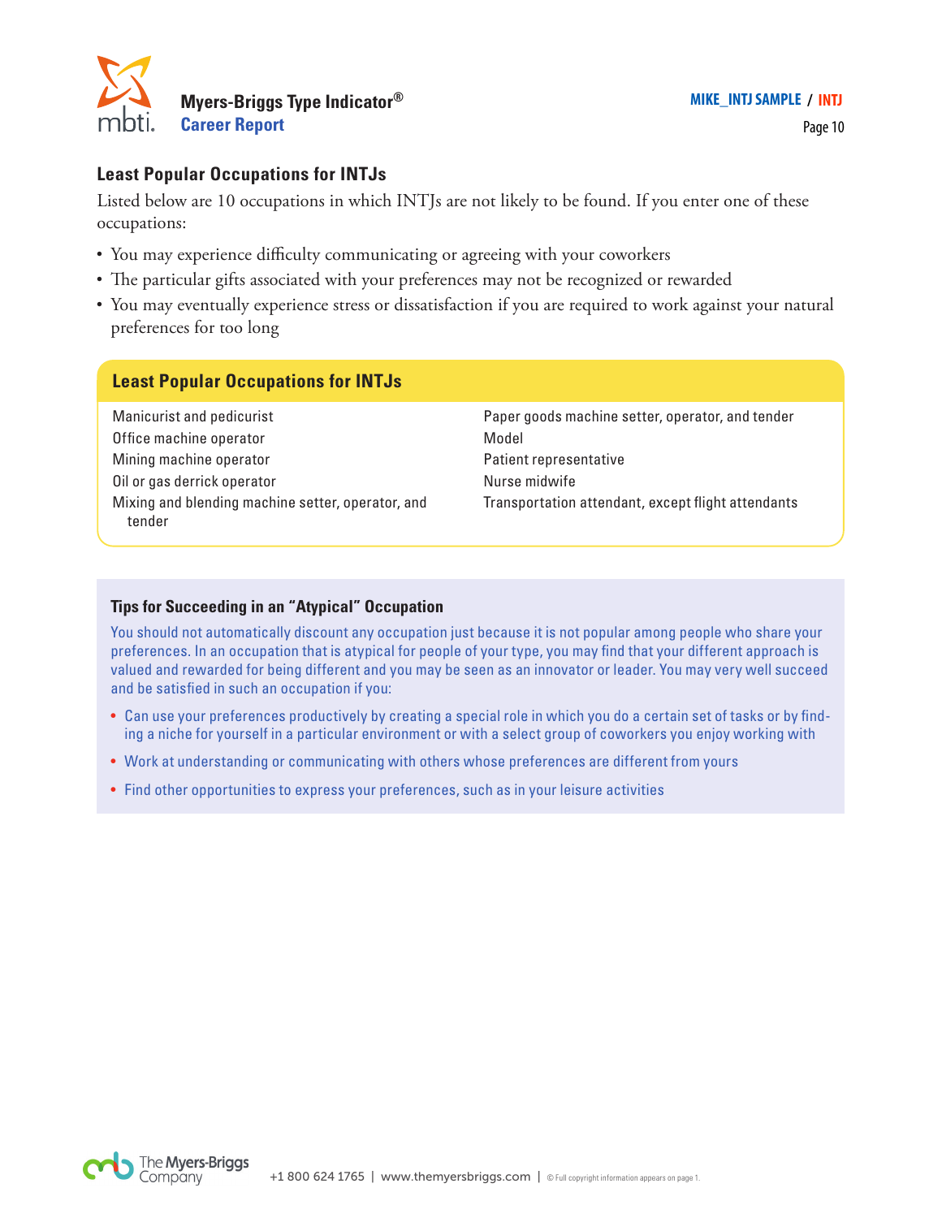## Least Popular Occupations for INTJs

Listed below are 10 occupations in which INTJs are not likely to be found. If you enter one of these occupations:

- You may experience difficulty communicating or agreeing with your coworkers
- The particular gifts associated with your preferences may not be recognized or rewarded
- You may eventually experience stress or dissatisfaction if you are required to work against your natural preferences for too long

### Least Popular Occupations for INTJs

- Manicurist and pedicurist
- Office machine operator
- Mining machine operator
- Oil or gas derrick operator
- Mixing and blending machine setter, operator, and tender
- Paper goods machine setter, operator, and tender
- Model
- Patient representative
- Nurse midwife
- Transportation attendant, except flight attendants

### Tips for Succeeding in an "Atypical" Occupation

You should not automatically discount any occupation just because it is not popular among people who share your preferences. In an occupation that is atypical for people of your type, you may find that your different approach is valued and rewarded for being different and you may be seen as an innovator or leader. You may very well succeed and be satisfied in such an occupation if you:

- Can use your preferences productively by creating a special role in which you do a certain set of tasks or by finding a niche for yourself in a particular environment or with a select group of coworkers you enjoy working with
- Work at understanding or communicating with others whose preferences are different from yours
- Find other opportunities to express your preferences, such as in your leisure activities